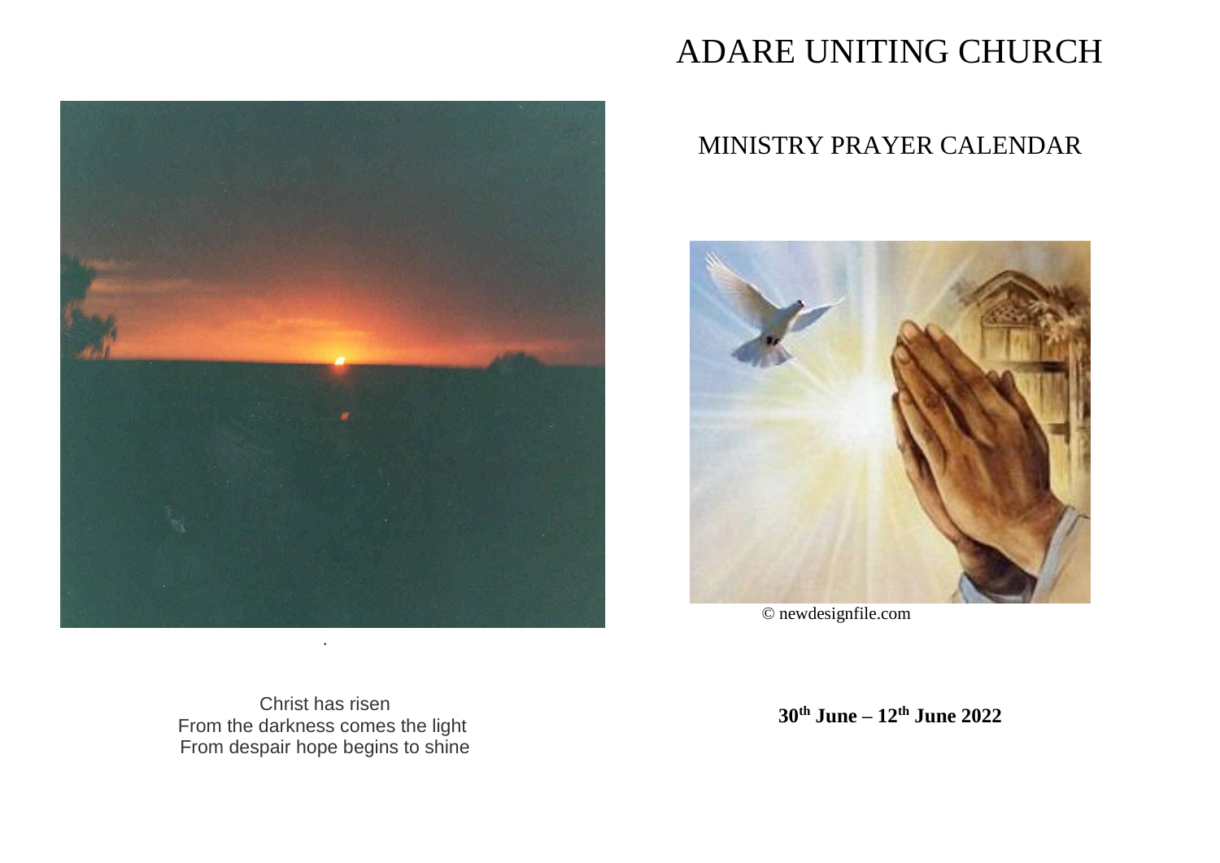# ADARE UNITING CHURCH

## MINISTRY PRAYER CALENDAR

© newdesignfile.com

Christ has risen
From the darkness comes the light
From despair hope begins to shine

**30th June – 12th June 2022**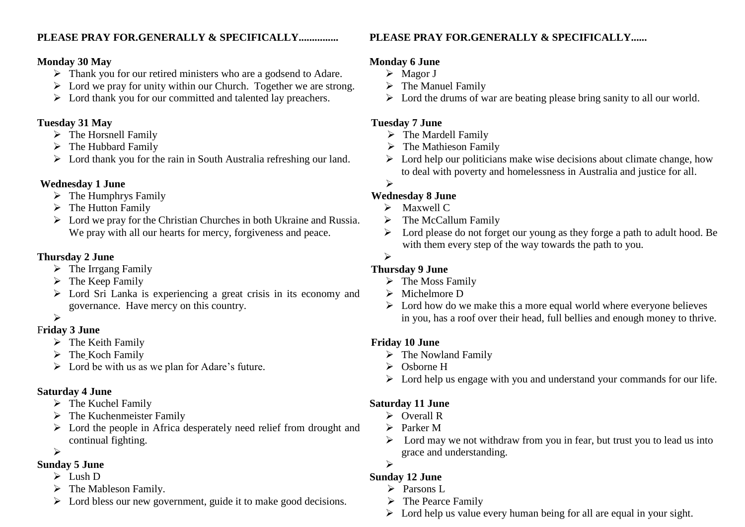**PLEASE PRAY FOR.GENERALLY & SPECIFICALLY...............**

**Monday 30 May**

- Thank you for our retired ministers who are a godsend to Adare.
- Lord we pray for unity within our Church. Together we are strong.
- Lord thank you for our committed and talented lay preachers.

**Tuesday 31 May**

- The Horsnell Family
- The Hubbard Family
- Lord thank you for the rain in South Australia refreshing our land.

**Wednesday 1 June**

- The Humphrys Family
- The Hutton Family
- Lord we pray for the Christian Churches in both Ukraine and Russia. We pray with all our hearts for mercy, forgiveness and peace.

**Thursday 2 June**

- The Irrgang Family
- The Keep Family
- Lord Sri Lanka is experiencing a great crisis in its economy and governance. Have mercy on this country.

**Friday 3 June**

- The Keith Family
- The Koch Family
- Lord be with us as we plan for Adare's future.

**Saturday 4 June**

- The Kuchel Family
- The Kuchenmeister Family
- Lord the people in Africa desperately need relief from drought and continual fighting.

**Sunday 5 June**

- Lush D
- The Mableson Family.
- Lord bless our new government, guide it to make good decisions.

**PLEASE PRAY FOR.GENERALLY & SPECIFICALLY......**

**Monday 6 June**

- Magor J
- The Manuel Family
- Lord the drums of war are beating please bring sanity to all our world.

**Tuesday 7 June**

- The Mardell Family
- The Mathieson Family
- Lord help our politicians make wise decisions about climate change, how to deal with poverty and homelessness in Australia and justice for all.

**Wednesday 8 June**

- Maxwell C
- The McCallum Family
- Lord please do not forget our young as they forge a path to adult hood. Be with them every step of the way towards the path to you.

**Thursday 9 June**

- The Moss Family
- Michelmore D
- Lord how do we make this a more equal world where everyone believes in you, has a roof over their head, full bellies and enough money to thrive.

**Friday 10 June**

- The Nowland Family
- Osborne H
- Lord help us engage with you and understand your commands for our life.

**Saturday 11 June**

- Overall R
- Parker M
- Lord may we not withdraw from you in fear, but trust you to lead us into grace and understanding.

**Sunday 12 June**

- Parsons L
- The Pearce Family
- Lord help us value every human being for all are equal in your sight.